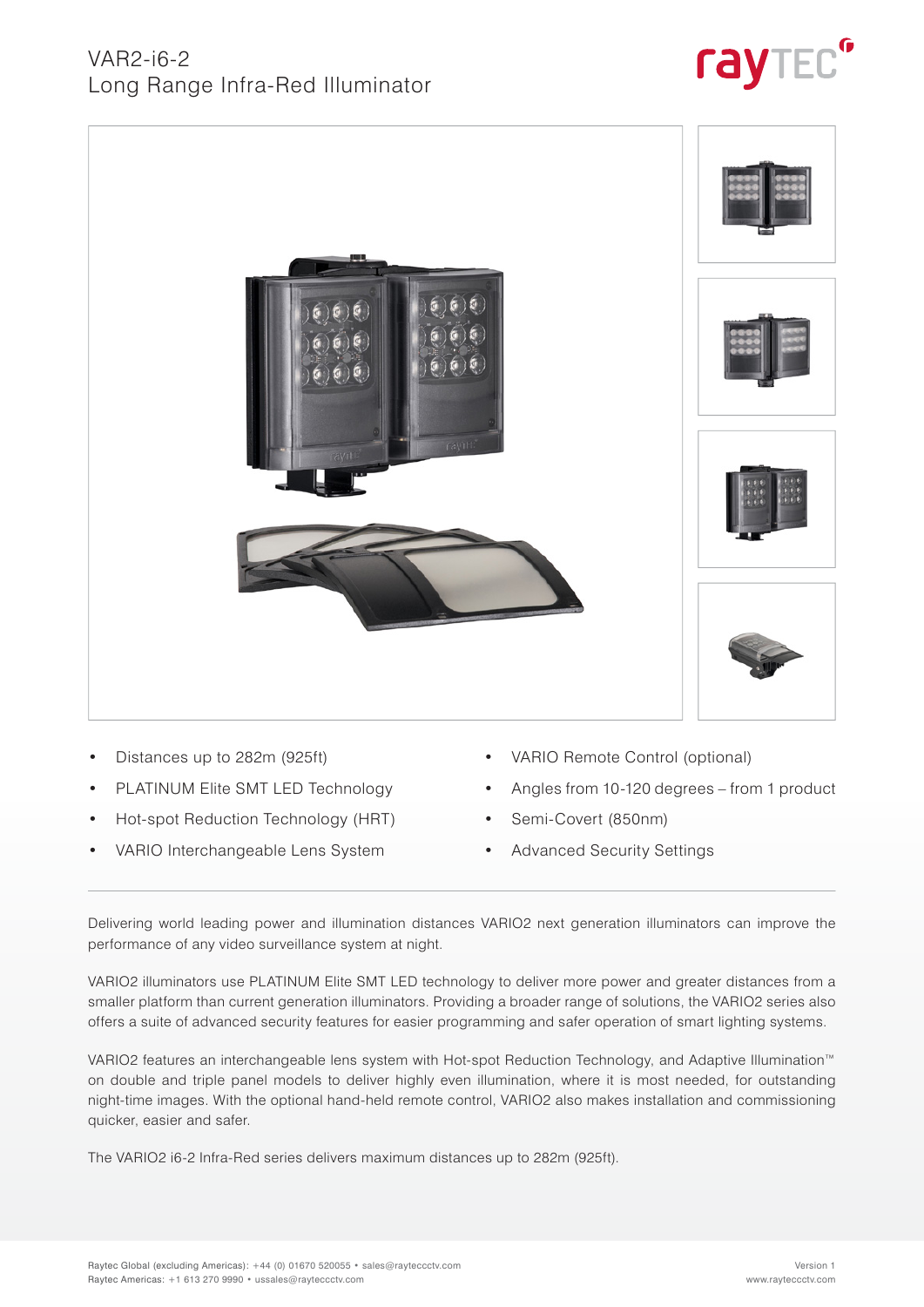# VAR2-i6-2
## Long Range Infra-Red Illuminator

- Distances up to 282m (925ft)
- PLATINUM Elite SMT LED Technology
- Hot-spot Reduction Technology (HRT)
- VARIO Interchangeable Lens System
- VARIO Remote Control (optional)
- Angles from 10-120 degrees – from 1 product
- Semi-Covert (850nm)
- Advanced Security Settings

Delivering world leading power and illumination distances VARIO2 next generation illuminators can improve the performance of any video surveillance system at night.

VARIO2 illuminators use PLATINUM Elite SMT LED technology to deliver more power and greater distances from a smaller platform than current generation illuminators. Providing a broader range of solutions, the VARIO2 series also offers a suite of advanced security features for easier programming and safer operation of smart lighting systems.

VARIO2 features an interchangeable lens system with Hot-spot Reduction Technology, and Adaptive Illumination™ on double and triple panel models to deliver highly even illumination, where it is most needed, for outstanding night-time images. With the optional hand-held remote control, VARIO2 also makes installation and commissioning quicker, easier and safer.

The VARIO2 i6-2 Infra-Red series delivers maximum distances up to 282m (925ft).

Raytec Global (excluding Americas): +44 (0) 01670 520055 • sales@rayteccctv.com
Raytec Americas: +1 613 270 9990 • ussales@rayteccctv.com

Version 1
www.rayteccctv.com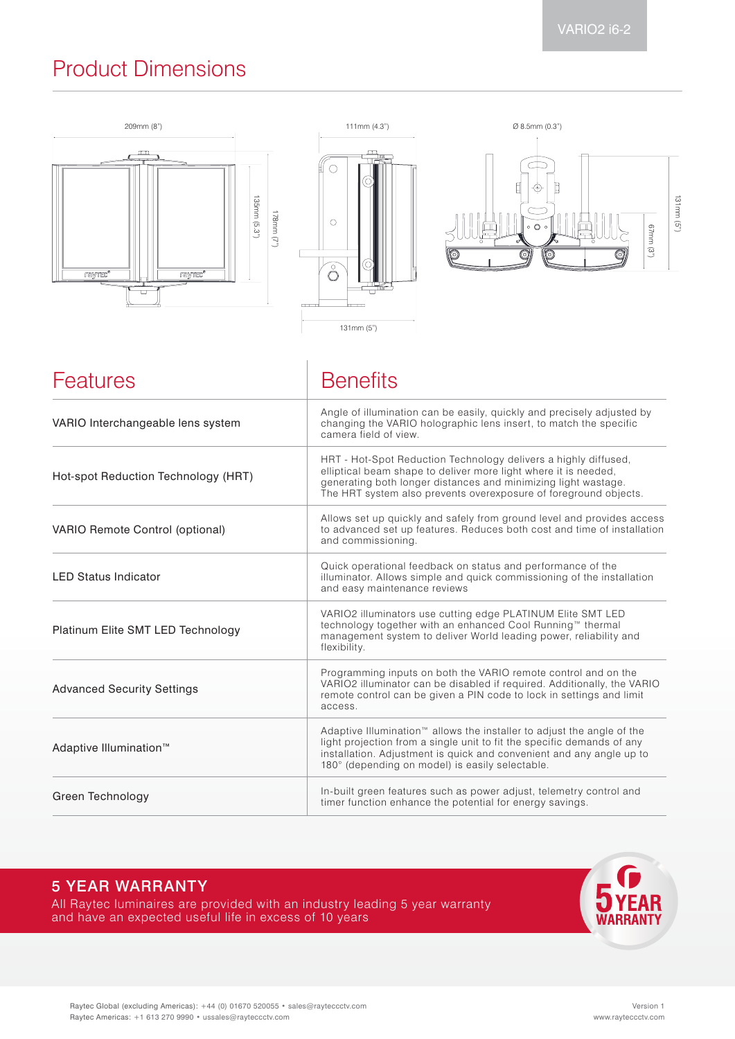## Product Dimensions

209mm (8")

135mm (5.3")

178mm (7")

111mm (4.3")

131mm (5")

Ø 8.5mm (0.3")

67mm (3")

131mm (5")

| Features | Benefits |
|---|---|
| VARIO Interchangeable lens system | Angle of illumination can be easily, quickly and precisely adjusted by changing the VARIO holographic lens insert, to match the specific camera field of view. |
| Hot-spot Reduction Technology (HRT) | HRT - Hot-Spot Reduction Technology delivers a highly diffused, elliptical beam shape to deliver more light where it is needed, generating both longer distances and minimizing light wastage. The HRT system also prevents overexposure of foreground objects. |
| VARIO Remote Control (optional) | Allows set up quickly and safely from ground level and provides access to advanced set up features. Reduces both cost and time of installation and commissioning. |
| LED Status Indicator | Quick operational feedback on status and performance of the illuminator. Allows simple and quick commissioning of the installation and easy maintenance reviews |
| Platinum Elite SMT LED Technology | VARIO2 illuminators use cutting edge PLATINUM Elite SMT LED technology together with an enhanced Cool Running™ thermal management system to deliver World leading power, reliability and flexibility. |
| Advanced Security Settings | Programming inputs on both the VARIO remote control and on the VARIO2 illuminator can be disabled if required. Additionally, the VARIO remote control can be given a PIN code to lock in settings and limit access. |
| Adaptive Illumination™ | Adaptive Illumination™ allows the installer to adjust the angle of the light projection from a single unit to fit the specific demands of any installation. Adjustment is quick and convenient and any angle up to 180° (depending on model) is easily selectable. |
| Green Technology | In-built green features such as power adjust, telemetry control and timer function enhance the potential for energy savings. |

### 5 YEAR WARRANTY

All Raytec luminaires are provided with an industry leading 5 year warranty and have an expected useful life in excess of 10 years

5 YEAR WARRANTY

Raytec Global (excluding Americas): +44 (0) 01670 520055 • sales@rayteccctv.com
Raytec Americas: +1 613 270 9990 • ussales@rayteccctv.com

Version 1
www.rayteccctv.com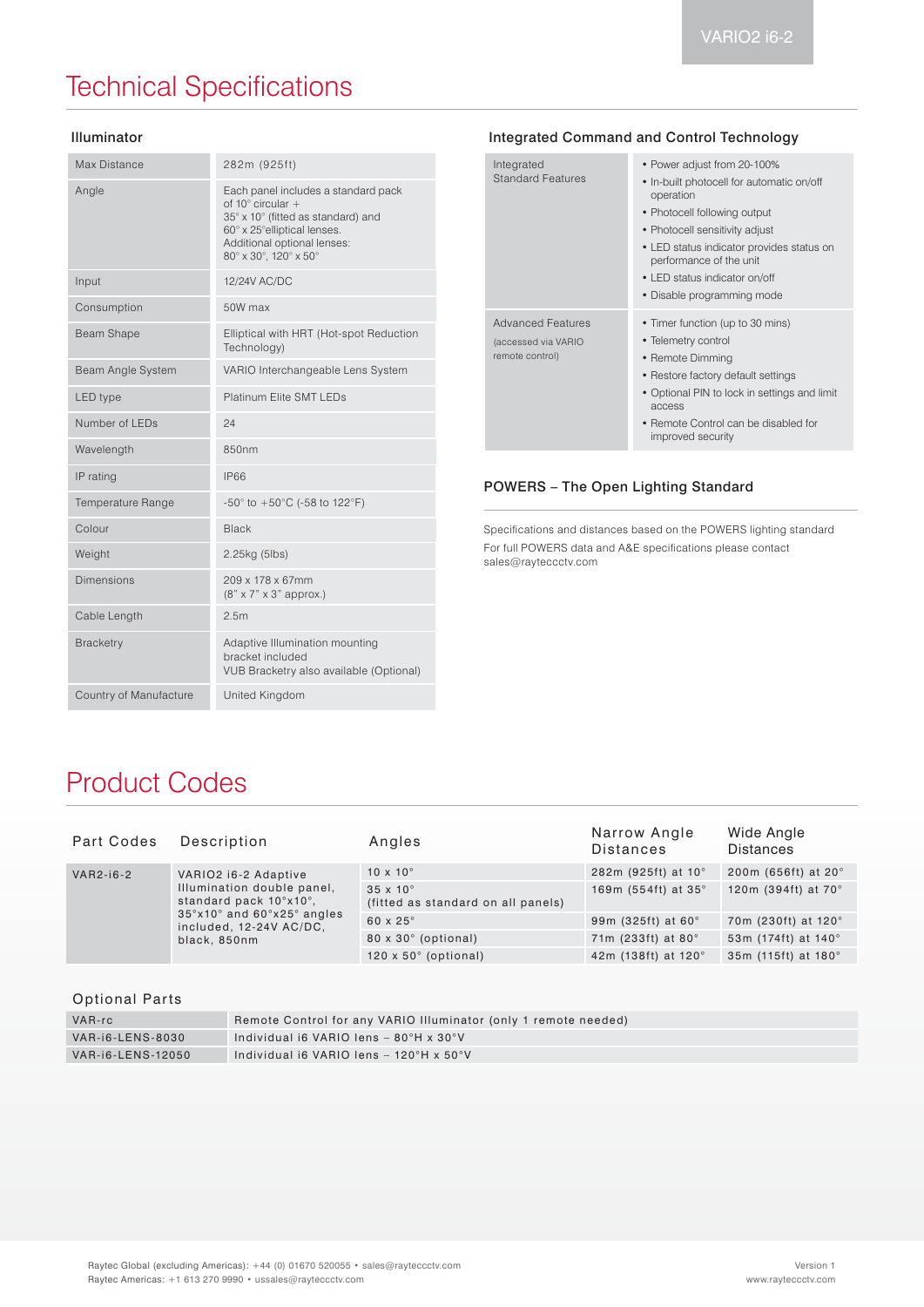VARIO2 i6-2

# Technical Specifications

### Illuminator

| | |
|---|---|
| Max Distance | 282m (925ft) |
| Angle | Each panel includes a standard pack of 10° circular + 35° x 10° (fitted as standard) and 60° x 25°elliptical lenses. Additional optional lenses: 80° x 30°, 120° x 50° |
| Input | 12/24V AC/DC |
| Consumption | 50W max |
| Beam Shape | Elliptical with HRT (Hot-spot Reduction Technology) |
| Beam Angle System | VARIO Interchangeable Lens System |
| LED type | Platinum Elite SMT LEDs |
| Number of LEDs | 24 |
| Wavelength | 850nm |
| IP rating | IP66 |
| Temperature Range | -50° to +50°C (-58 to 122°F) |
| Colour | Black |
| Weight | 2.25kg (5lbs) |
| Dimensions | 209 x 178 x 67mm (8" x 7" x 3" approx.) |
| Cable Length | 2.5m |
| Bracketry | Adaptive Illumination mounting bracket included<br>VUB Bracketry also available (Optional) |
| Country of Manufacture | United Kingdom |

### Integrated Command and Control Technology

| | |
|---|---|
| Integrated Standard Features | • Power adjust from 20-100%<br>• In-built photocell for automatic on/off operation<br>• Photocell following output<br>• Photocell sensitivity adjust<br>• LED status indicator provides status on performance of the unit<br>• LED status indicator on/off<br>• Disable programming mode |
| Advanced Features (accessed via VARIO remote control) | • Timer function (up to 30 mins)<br>• Telemetry control<br>• Remote Dimming<br>• Restore factory default settings<br>• Optional PIN to lock in settings and limit access<br>• Remote Control can be disabled for improved security |

### POWERS – The Open Lighting Standard

Specifications and distances based on the POWERS lighting standard

For full POWERS data and A&E specifications please contact sales@rayteccctv.com

# Product Codes

| Part Codes | Description | Angles | Narrow Angle Distances | Wide Angle Distances |
|---|---|---|---|---|
| VAR2-i6-2 | VARIO2 i6-2 Adaptive Illumination double panel, standard pack 10°x10°, 35°x10° and 60°x25° angles included, 12-24V AC/DC, black, 850nm | 10 x 10° | 282m (925ft) at 10° | 200m (656ft) at 20° |
| | | 35 x 10° (fitted as standard on all panels) | 169m (554ft) at 35° | 120m (394ft) at 70° |
| | | 60 x 25° | 99m (325ft) at 60° | 70m (230ft) at 120° |
| | | 80 x 30° (optional) | 71m (233ft) at 80° | 53m (174ft) at 140° |
| | | 120 x 50° (optional) | 42m (138ft) at 120° | 35m (115ft) at 180° |

### Optional Parts

| | |
|---|---|
| VAR-rc | Remote Control for any VARIO Illuminator (only 1 remote needed) |
| VAR-i6-LENS-8030 | Individual i6 VARIO lens – 80°H x 30°V |
| VAR-i6-LENS-12050 | Individual i6 VARIO lens – 120°H x 50°V |

Raytec Global (excluding Americas): +44 (0) 01670 520055 • sales@rayteccctv.com
Raytec Americas: +1 613 270 9990 • ussales@rayteccctv.com

Version 1
www.rayteccctv.com